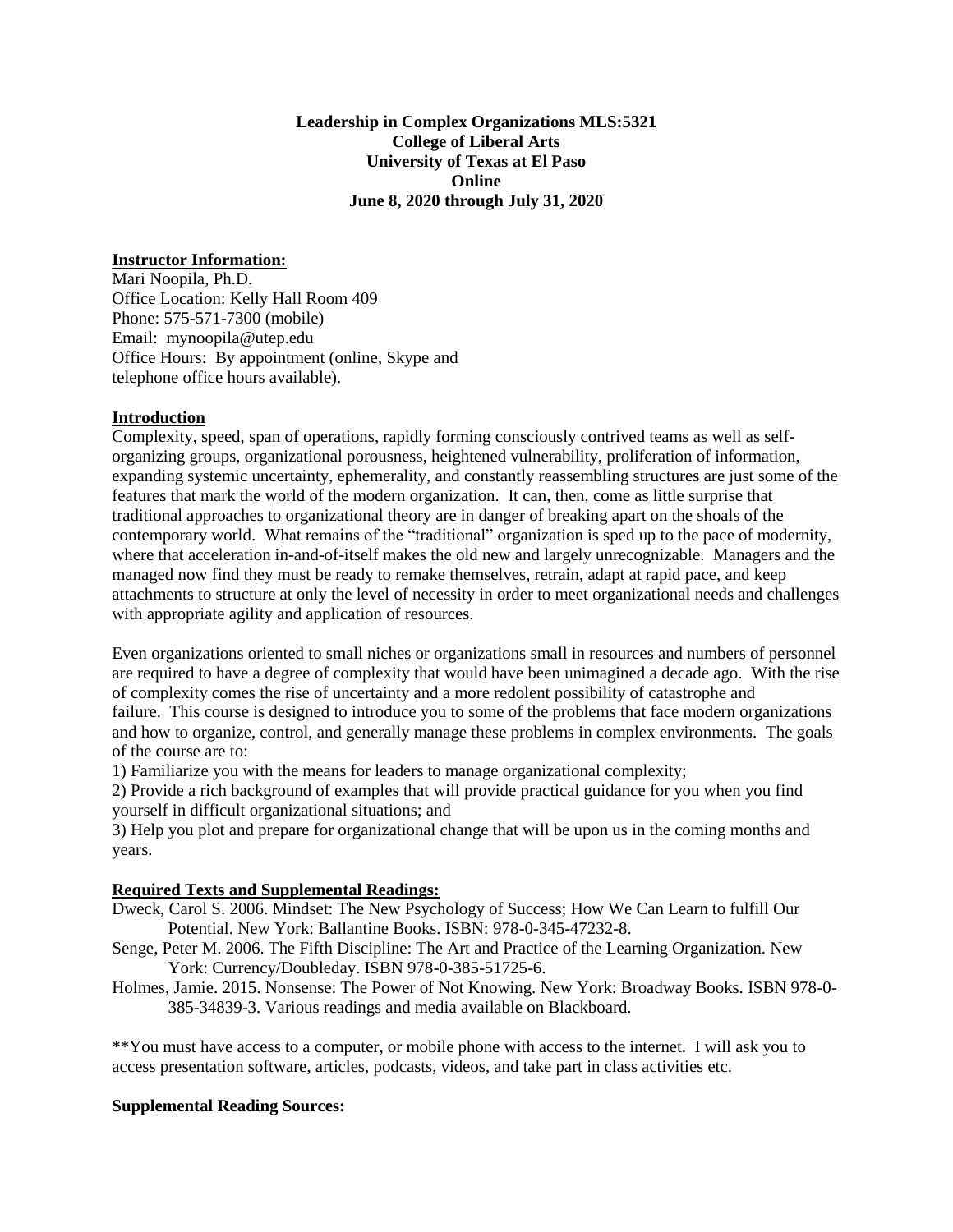**Leadership in Complex Organizations MLS:5321**
**College of Liberal Arts**
**University of Texas at El Paso**
**Online**
**June 8, 2020 through July 31, 2020**

## Instructor Information:

Mari Noopila, Ph.D.
Office Location: Kelly Hall Room 409
Phone: 575-571-7300 (mobile)
Email: mynoopila@utep.edu
Office Hours: By appointment (online, Skype and telephone office hours available).

## Introduction

Complexity, speed, span of operations, rapidly forming consciously contrived teams as well as self-organizing groups, organizational porousness, heightened vulnerability, proliferation of information, expanding systemic uncertainty, ephemerality, and constantly reassembling structures are just some of the features that mark the world of the modern organization. It can, then, come as little surprise that traditional approaches to organizational theory are in danger of breaking apart on the shoals of the contemporary world. What remains of the "traditional" organization is sped up to the pace of modernity, where that acceleration in-and-of-itself makes the old new and largely unrecognizable. Managers and the managed now find they must be ready to remake themselves, retrain, adapt at rapid pace, and keep attachments to structure at only the level of necessity in order to meet organizational needs and challenges with appropriate agility and application of resources.

Even organizations oriented to small niches or organizations small in resources and numbers of personnel are required to have a degree of complexity that would have been unimagined a decade ago. With the rise of complexity comes the rise of uncertainty and a more redolent possibility of catastrophe and failure. This course is designed to introduce you to some of the problems that face modern organizations and how to organize, control, and generally manage these problems in complex environments. The goals of the course are to:

1) Familiarize you with the means for leaders to manage organizational complexity;
2) Provide a rich background of examples that will provide practical guidance for you when you find yourself in difficult organizational situations; and
3) Help you plot and prepare for organizational change that will be upon us in the coming months and years.

## Required Texts and Supplemental Readings:

Dweck, Carol S. 2006. Mindset: The New Psychology of Success; How We Can Learn to fulfill Our Potential. New York: Ballantine Books. ISBN: 978-0-345-47232-8.

Senge, Peter M. 2006. The Fifth Discipline: The Art and Practice of the Learning Organization. New York: Currency/Doubleday. ISBN 978-0-385-51725-6.

Holmes, Jamie. 2015. Nonsense: The Power of Not Knowing. New York: Broadway Books. ISBN 978-0-385-34839-3. Various readings and media available on Blackboard.

**You must have access to a computer, or mobile phone with access to the internet. I will ask you to access presentation software, articles, podcasts, videos, and take part in class activities etc.

### Supplemental Reading Sources: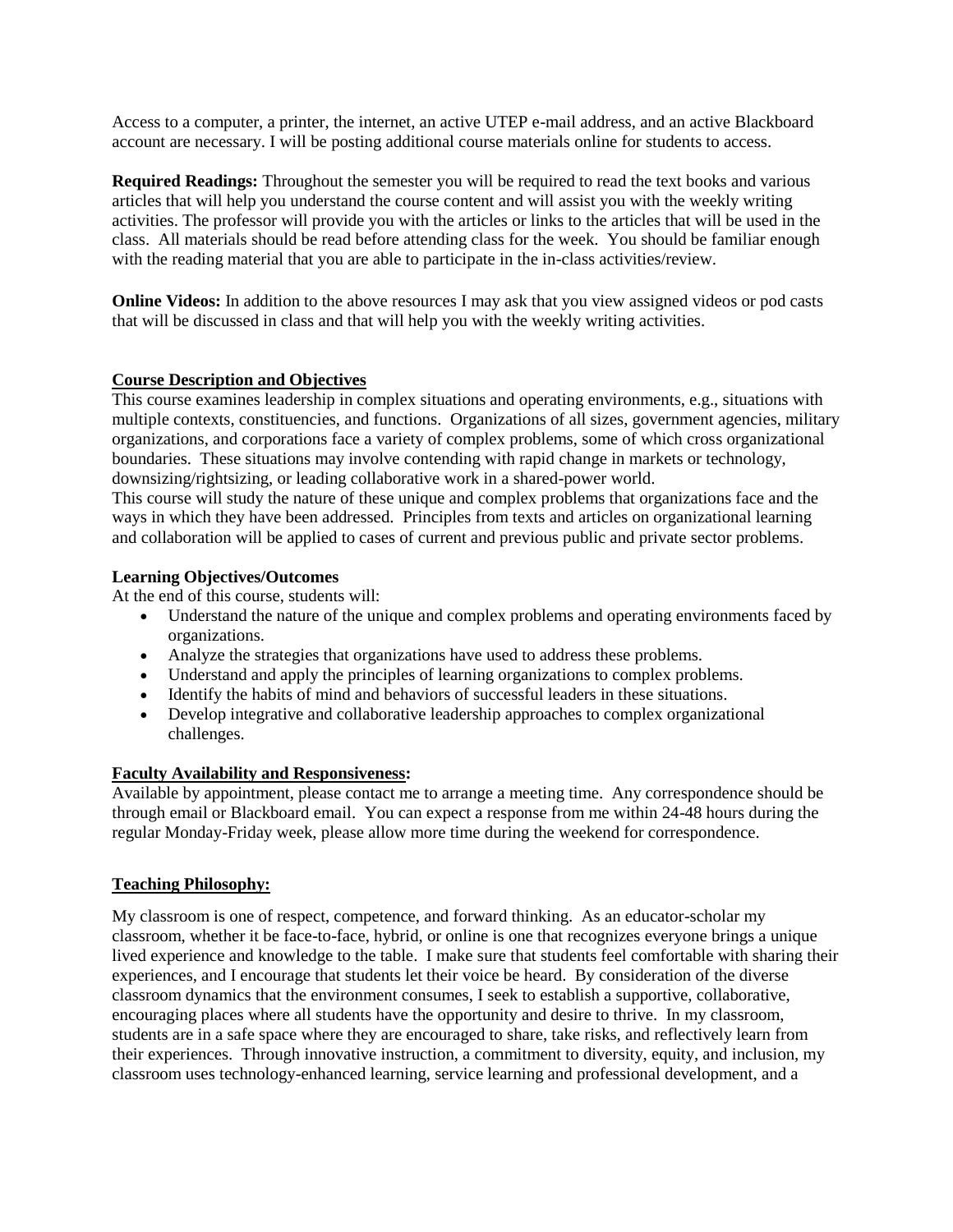Access to a computer, a printer, the internet, an active UTEP e-mail address, and an active Blackboard account are necessary. I will be posting additional course materials online for students to access.

**Required Readings:** Throughout the semester you will be required to read the text books and various articles that will help you understand the course content and will assist you with the weekly writing activities. The professor will provide you with the articles or links to the articles that will be used in the class. All materials should be read before attending class for the week. You should be familiar enough with the reading material that you are able to participate in the in-class activities/review.

**Online Videos:** In addition to the above resources I may ask that you view assigned videos or pod casts that will be discussed in class and that will help you with the weekly writing activities.

## Course Description and Objectives

This course examines leadership in complex situations and operating environments, e.g., situations with multiple contexts, constituencies, and functions. Organizations of all sizes, government agencies, military organizations, and corporations face a variety of complex problems, some of which cross organizational boundaries. These situations may involve contending with rapid change in markets or technology, downsizing/rightsizing, or leading collaborative work in a shared-power world.
This course will study the nature of these unique and complex problems that organizations face and the ways in which they have been addressed. Principles from texts and articles on organizational learning and collaboration will be applied to cases of current and previous public and private sector problems.

### Learning Objectives/Outcomes

At the end of this course, students will:

- Understand the nature of the unique and complex problems and operating environments faced by organizations.
- Analyze the strategies that organizations have used to address these problems.
- Understand and apply the principles of learning organizations to complex problems.
- Identify the habits of mind and behaviors of successful leaders in these situations.
- Develop integrative and collaborative leadership approaches to complex organizational challenges.

## Faculty Availability and Responsiveness:

Available by appointment, please contact me to arrange a meeting time. Any correspondence should be through email or Blackboard email. You can expect a response from me within 24-48 hours during the regular Monday-Friday week, please allow more time during the weekend for correspondence.

## Teaching Philosophy:

My classroom is one of respect, competence, and forward thinking. As an educator-scholar my classroom, whether it be face-to-face, hybrid, or online is one that recognizes everyone brings a unique lived experience and knowledge to the table. I make sure that students feel comfortable with sharing their experiences, and I encourage that students let their voice be heard. By consideration of the diverse classroom dynamics that the environment consumes, I seek to establish a supportive, collaborative, encouraging places where all students have the opportunity and desire to thrive. In my classroom, students are in a safe space where they are encouraged to share, take risks, and reflectively learn from their experiences. Through innovative instruction, a commitment to diversity, equity, and inclusion, my classroom uses technology-enhanced learning, service learning and professional development, and a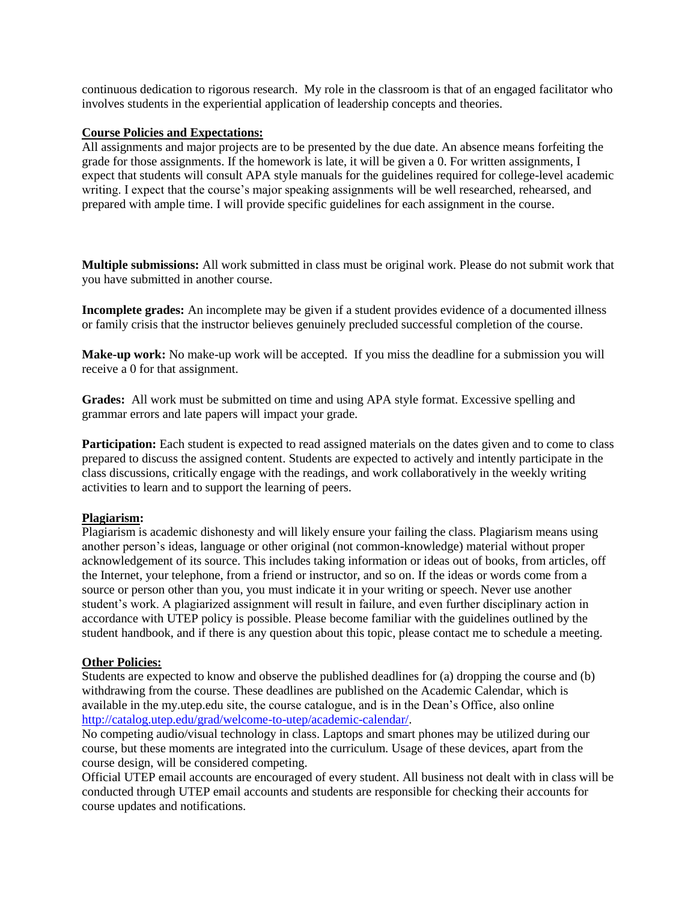continuous dedication to rigorous research. My role in the classroom is that of an engaged facilitator who involves students in the experiential application of leadership concepts and theories.

**Course Policies and Expectations:**

All assignments and major projects are to be presented by the due date. An absence means forfeiting the grade for those assignments. If the homework is late, it will be given a 0. For written assignments, I expect that students will consult APA style manuals for the guidelines required for college-level academic writing. I expect that the course's major speaking assignments will be well researched, rehearsed, and prepared with ample time. I will provide specific guidelines for each assignment in the course.

**Multiple submissions:** All work submitted in class must be original work. Please do not submit work that you have submitted in another course.

**Incomplete grades:** An incomplete may be given if a student provides evidence of a documented illness or family crisis that the instructor believes genuinely precluded successful completion of the course.

**Make-up work:** No make-up work will be accepted. If you miss the deadline for a submission you will receive a 0 for that assignment.

**Grades:** All work must be submitted on time and using APA style format. Excessive spelling and grammar errors and late papers will impact your grade.

**Participation:** Each student is expected to read assigned materials on the dates given and to come to class prepared to discuss the assigned content. Students are expected to actively and intently participate in the class discussions, critically engage with the readings, and work collaboratively in the weekly writing activities to learn and to support the learning of peers.

**Plagiarism:**

Plagiarism is academic dishonesty and will likely ensure your failing the class. Plagiarism means using another person's ideas, language or other original (not common-knowledge) material without proper acknowledgement of its source. This includes taking information or ideas out of books, from articles, off the Internet, your telephone, from a friend or instructor, and so on. If the ideas or words come from a source or person other than you, you must indicate it in your writing or speech. Never use another student's work. A plagiarized assignment will result in failure, and even further disciplinary action in accordance with UTEP policy is possible. Please become familiar with the guidelines outlined by the student handbook, and if there is any question about this topic, please contact me to schedule a meeting.

**Other Policies:**

Students are expected to know and observe the published deadlines for (a) dropping the course and (b) withdrawing from the course. These deadlines are published on the Academic Calendar, which is available in the my.utep.edu site, the course catalogue, and is in the Dean's Office, also online http://catalog.utep.edu/grad/welcome-to-utep/academic-calendar/.

No competing audio/visual technology in class. Laptops and smart phones may be utilized during our course, but these moments are integrated into the curriculum. Usage of these devices, apart from the course design, will be considered competing.

Official UTEP email accounts are encouraged of every student. All business not dealt with in class will be conducted through UTEP email accounts and students are responsible for checking their accounts for course updates and notifications.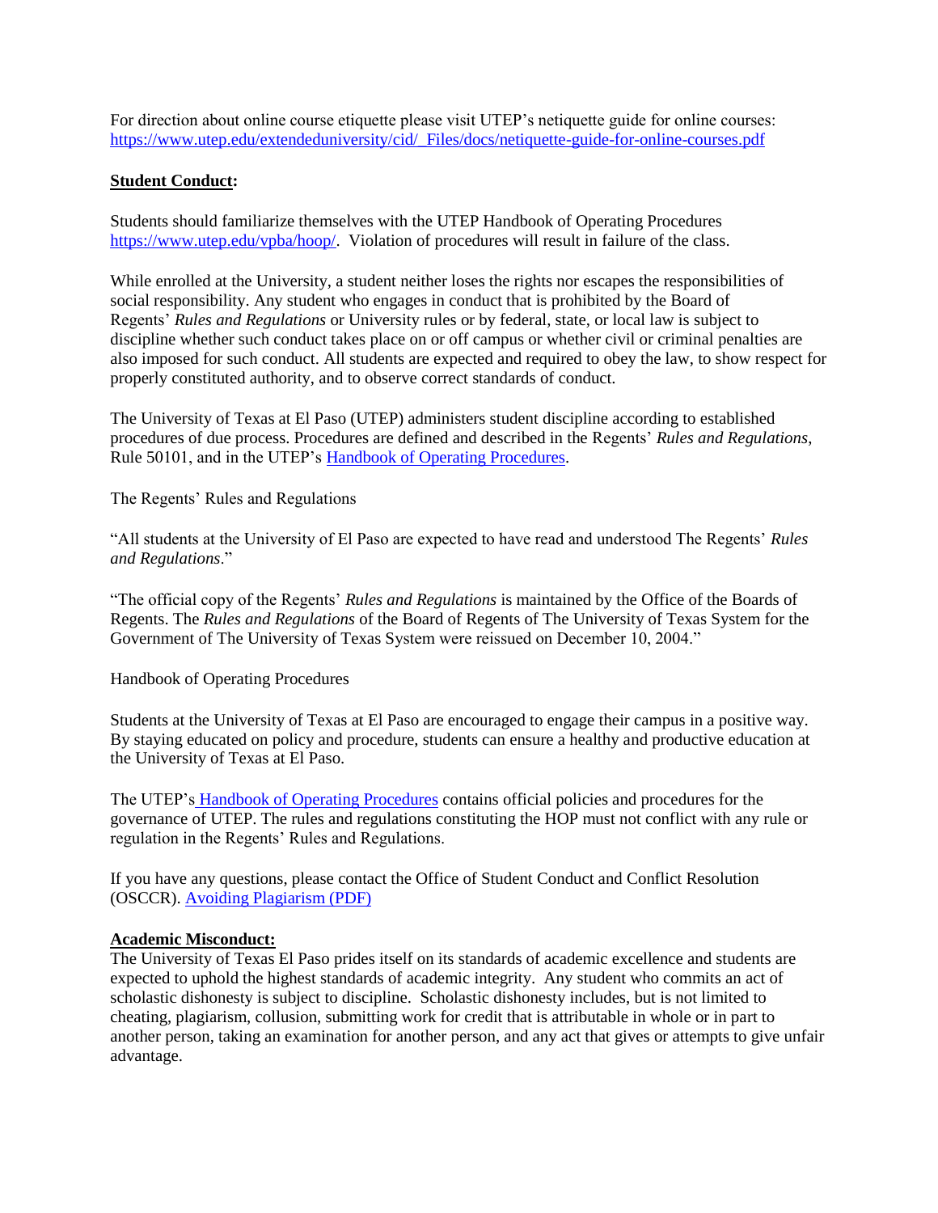For direction about online course etiquette please visit UTEP's netiquette guide for online courses: [https://www.utep.edu/extendeduniversity/cid/_Files/docs/netiquette-guide-for-online-courses.pdf](https://www.utep.edu/extendeduniversity/cid/_Files/docs/netiquette-guide-for-online-courses.pdf)

**Student Conduct:**

Students should familiarize themselves with the UTEP Handbook of Operating Procedures [https://www.utep.edu/vpba/hoop/](https://www.utep.edu/vpba/hoop/). Violation of procedures will result in failure of the class.

While enrolled at the University, a student neither loses the rights nor escapes the responsibilities of social responsibility. Any student who engages in conduct that is prohibited by the Board of Regents' *Rules and Regulations* or University rules or by federal, state, or local law is subject to discipline whether such conduct takes place on or off campus or whether civil or criminal penalties are also imposed for such conduct. All students are expected and required to obey the law, to show respect for properly constituted authority, and to observe correct standards of conduct.

The University of Texas at El Paso (UTEP) administers student discipline according to established procedures of due process. Procedures are defined and described in the Regents' *Rules and Regulations*, Rule 50101, and in the UTEP's Handbook of Operating Procedures.

The Regents' Rules and Regulations

"All students at the University of El Paso are expected to have read and understood The Regents' *Rules and Regulations*."

"The official copy of the Regents' *Rules and Regulations* is maintained by the Office of the Boards of Regents. The *Rules and Regulations* of the Board of Regents of The University of Texas System for the Government of The University of Texas System were reissued on December 10, 2004."

Handbook of Operating Procedures

Students at the University of Texas at El Paso are encouraged to engage their campus in a positive way. By staying educated on policy and procedure, students can ensure a healthy and productive education at the University of Texas at El Paso.

The UTEP's Handbook of Operating Procedures contains official policies and procedures for the governance of UTEP. The rules and regulations constituting the HOP must not conflict with any rule or regulation in the Regents' Rules and Regulations.

If you have any questions, please contact the Office of Student Conduct and Conflict Resolution (OSCCR). Avoiding Plagiarism (PDF)

**Academic Misconduct:**

The University of Texas El Paso prides itself on its standards of academic excellence and students are expected to uphold the highest standards of academic integrity. Any student who commits an act of scholastic dishonesty is subject to discipline. Scholastic dishonesty includes, but is not limited to cheating, plagiarism, collusion, submitting work for credit that is attributable in whole or in part to another person, taking an examination for another person, and any act that gives or attempts to give unfair advantage.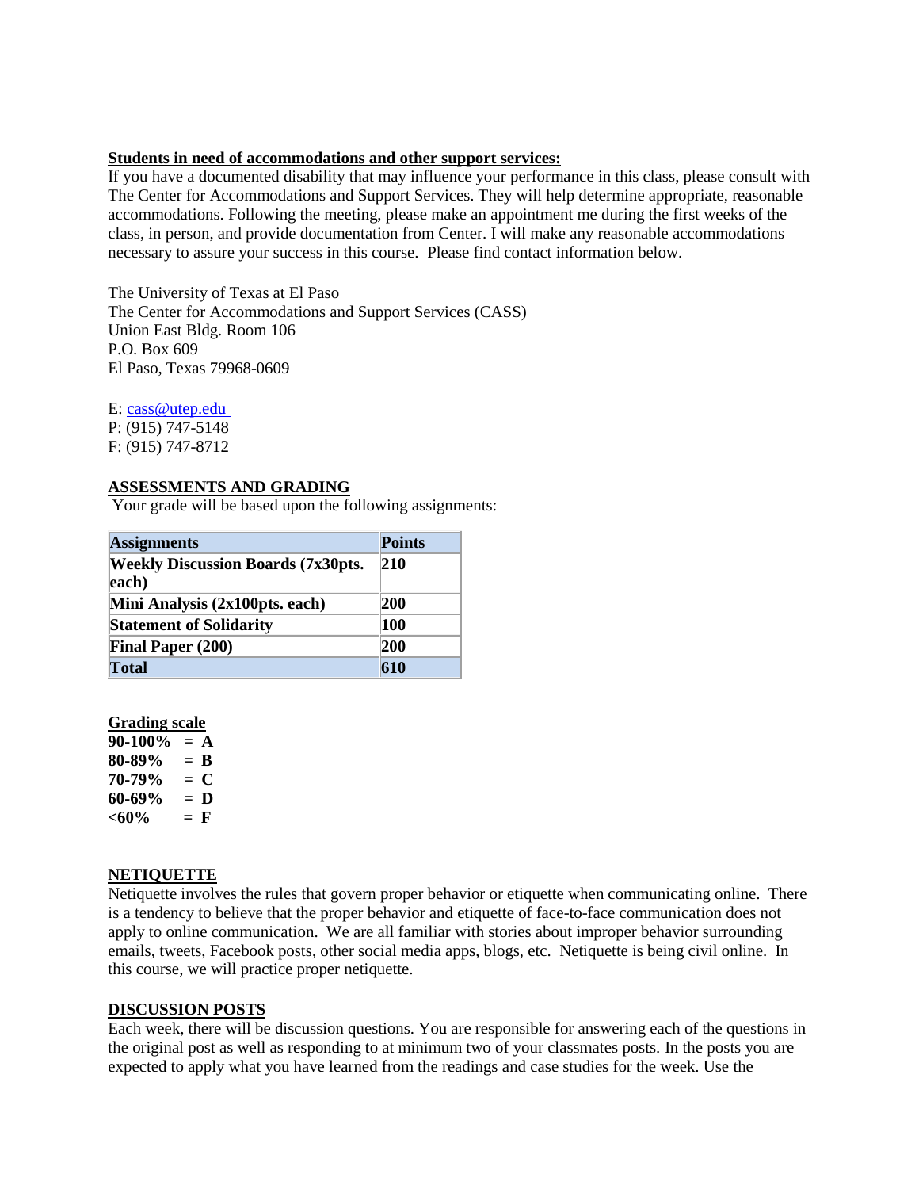**Students in need of accommodations and other support services:**

If you have a documented disability that may influence your performance in this class, please consult with The Center for Accommodations and Support Services. They will help determine appropriate, reasonable accommodations. Following the meeting, please make an appointment me during the first weeks of the class, in person, and provide documentation from Center. I will make any reasonable accommodations necessary to assure your success in this course. Please find contact information below.

The University of Texas at El Paso
The Center for Accommodations and Support Services (CASS)
Union East Bldg. Room 106
P.O. Box 609
El Paso, Texas 79968-0609

E: cass@utep.edu
P: (915) 747-5148
F: (915) 747-8712

## ASSESSMENTS AND GRADING

Your grade will be based upon the following assignments:

| Assignments | Points |
|---|---|
| **Weekly Discussion Boards (7x30pts. each)** | **210** |
| **Mini Analysis (2x100pts. each)** | **200** |
| **Statement of Solidarity** | **100** |
| **Final Paper (200)** | **200** |
| **Total** | **610** |

**Grading scale**

**90-100% = A**
**80-89% = B**
**70-79% = C**
**60-69% = D**
**<60% = F**

## NETIQUETTE

Netiquette involves the rules that govern proper behavior or etiquette when communicating online. There is a tendency to believe that the proper behavior and etiquette of face-to-face communication does not apply to online communication. We are all familiar with stories about improper behavior surrounding emails, tweets, Facebook posts, other social media apps, blogs, etc. Netiquette is being civil online. In this course, we will practice proper netiquette.

## DISCUSSION POSTS

Each week, there will be discussion questions. You are responsible for answering each of the questions in the original post as well as responding to at minimum two of your classmates posts. In the posts you are expected to apply what you have learned from the readings and case studies for the week. Use the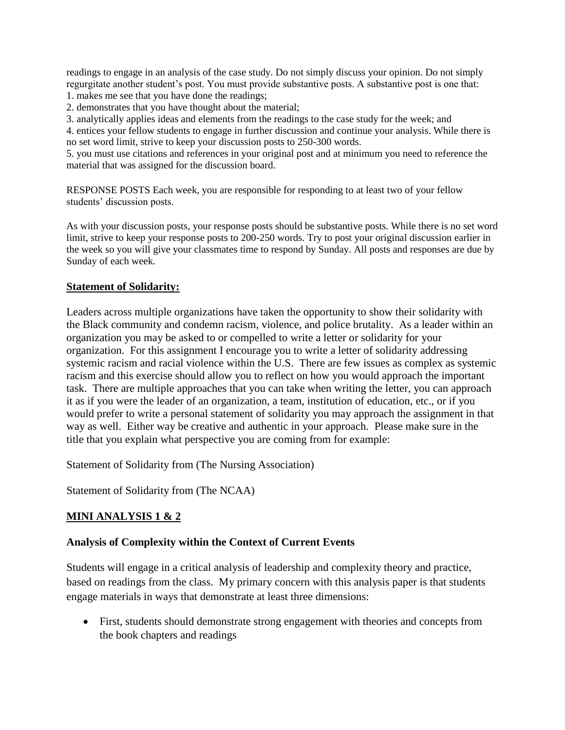readings to engage in an analysis of the case study. Do not simply discuss your opinion. Do not simply regurgitate another student's post. You must provide substantive posts. A substantive post is one that:

1. makes me see that you have done the readings;
2. demonstrates that you have thought about the material;
3. analytically applies ideas and elements from the readings to the case study for the week; and
4. entices your fellow students to engage in further discussion and continue your analysis. While there is no set word limit, strive to keep your discussion posts to 250-300 words.
5. you must use citations and references in your original post and at minimum you need to reference the material that was assigned for the discussion board.

RESPONSE POSTS Each week, you are responsible for responding to at least two of your fellow students' discussion posts.

As with your discussion posts, your response posts should be substantive posts. While there is no set word limit, strive to keep your response posts to 200-250 words. Try to post your original discussion earlier in the week so you will give your classmates time to respond by Sunday. All posts and responses are due by Sunday of each week.

## Statement of Solidarity:

Leaders across multiple organizations have taken the opportunity to show their solidarity with the Black community and condemn racism, violence, and police brutality. As a leader within an organization you may be asked to or compelled to write a letter or solidarity for your organization. For this assignment I encourage you to write a letter of solidarity addressing systemic racism and racial violence within the U.S. There are few issues as complex as systemic racism and this exercise should allow you to reflect on how you would approach the important task. There are multiple approaches that you can take when writing the letter, you can approach it as if you were the leader of an organization, a team, institution of education, etc., or if you would prefer to write a personal statement of solidarity you may approach the assignment in that way as well. Either way be creative and authentic in your approach. Please make sure in the title that you explain what perspective you are coming from for example:

Statement of Solidarity from (The Nursing Association)

Statement of Solidarity from (The NCAA)

## MINI ANALYSIS 1 & 2

### Analysis of Complexity within the Context of Current Events

Students will engage in a critical analysis of leadership and complexity theory and practice, based on readings from the class. My primary concern with this analysis paper is that students engage materials in ways that demonstrate at least three dimensions:

- First, students should demonstrate strong engagement with theories and concepts from the book chapters and readings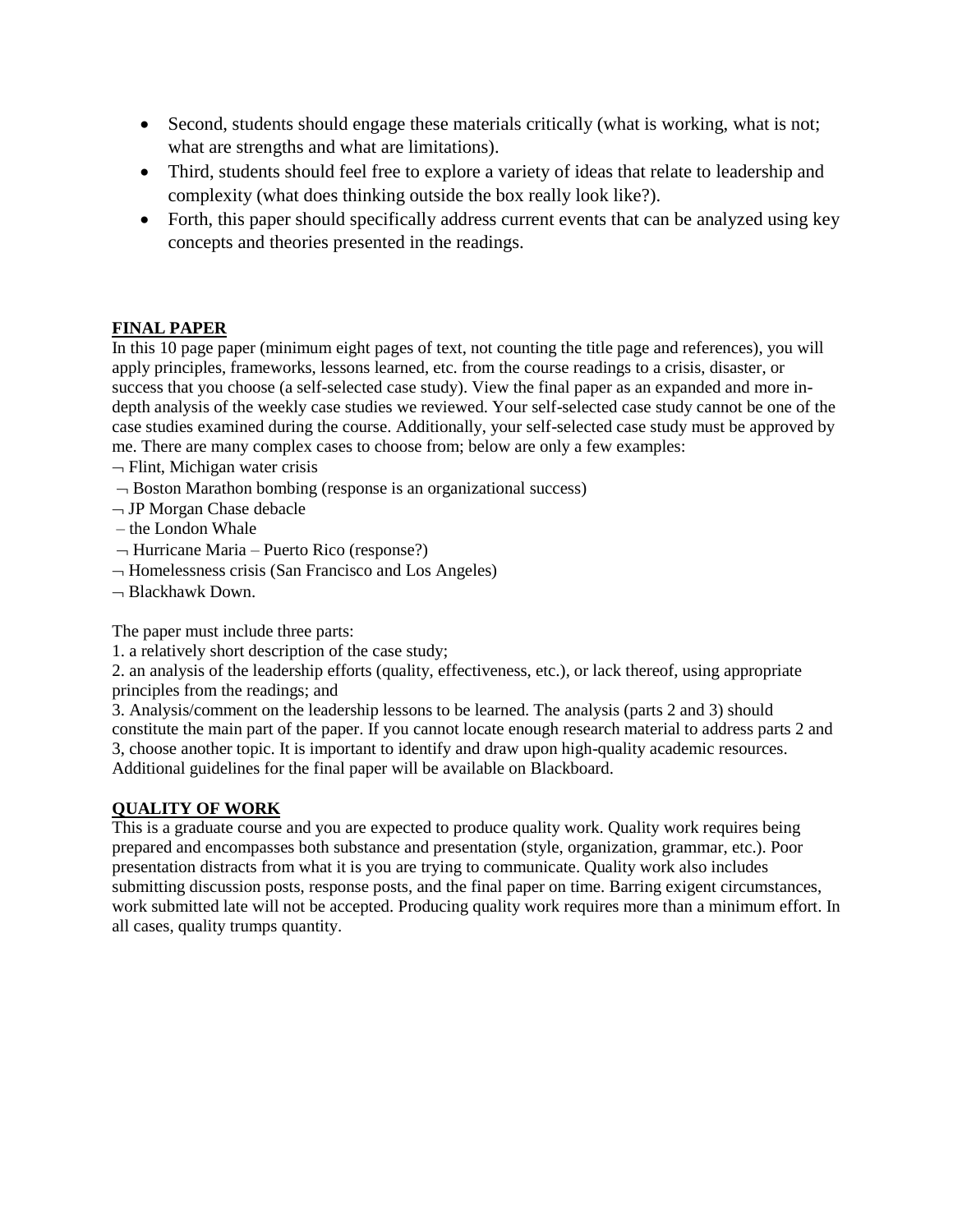- Second, students should engage these materials critically (what is working, what is not; what are strengths and what are limitations).
- Third, students should feel free to explore a variety of ideas that relate to leadership and complexity (what does thinking outside the box really look like?).
- Forth, this paper should specifically address current events that can be analyzed using key concepts and theories presented in the readings.

**FINAL PAPER**

In this 10 page paper (minimum eight pages of text, not counting the title page and references), you will apply principles, frameworks, lessons learned, etc. from the course readings to a crisis, disaster, or success that you choose (a self-selected case study). View the final paper as an expanded and more in-depth analysis of the weekly case studies we reviewed. Your self-selected case study cannot be one of the case studies examined during the course. Additionally, your self-selected case study must be approved by me. There are many complex cases to choose from; below are only a few examples:

¬ Flint, Michigan water crisis
¬ Boston Marathon bombing (response is an organizational success)
¬ JP Morgan Chase debacle
– the London Whale
¬ Hurricane Maria – Puerto Rico (response?)
¬ Homelessness crisis (San Francisco and Los Angeles)
¬ Blackhawk Down.

The paper must include three parts:

1. a relatively short description of the case study;
2. an analysis of the leadership efforts (quality, effectiveness, etc.), or lack thereof, using appropriate principles from the readings; and
3. Analysis/comment on the leadership lessons to be learned. The analysis (parts 2 and 3) should constitute the main part of the paper. If you cannot locate enough research material to address parts 2 and 3, choose another topic. It is important to identify and draw upon high-quality academic resources. Additional guidelines for the final paper will be available on Blackboard.

**QUALITY OF WORK**

This is a graduate course and you are expected to produce quality work. Quality work requires being prepared and encompasses both substance and presentation (style, organization, grammar, etc.). Poor presentation distracts from what it is you are trying to communicate. Quality work also includes submitting discussion posts, response posts, and the final paper on time. Barring exigent circumstances, work submitted late will not be accepted. Producing quality work requires more than a minimum effort. In all cases, quality trumps quantity.